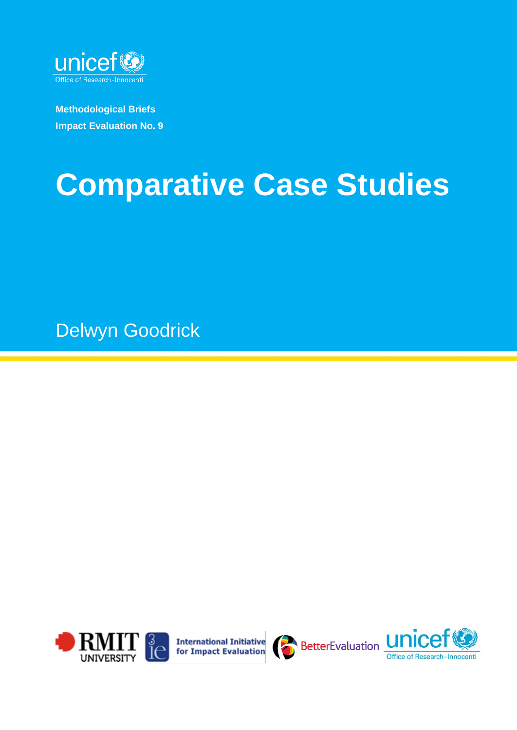unicef
Office of Research-Innocenti

**Methodological Briefs**
**Impact Evaluation No. 9**

# Comparative Case Studies

Delwyn Goodrick

RMIT UNIVERSITY | International Initiative for Impact Evaluation | BetterEvaluation | unicef Office of Research-Innocenti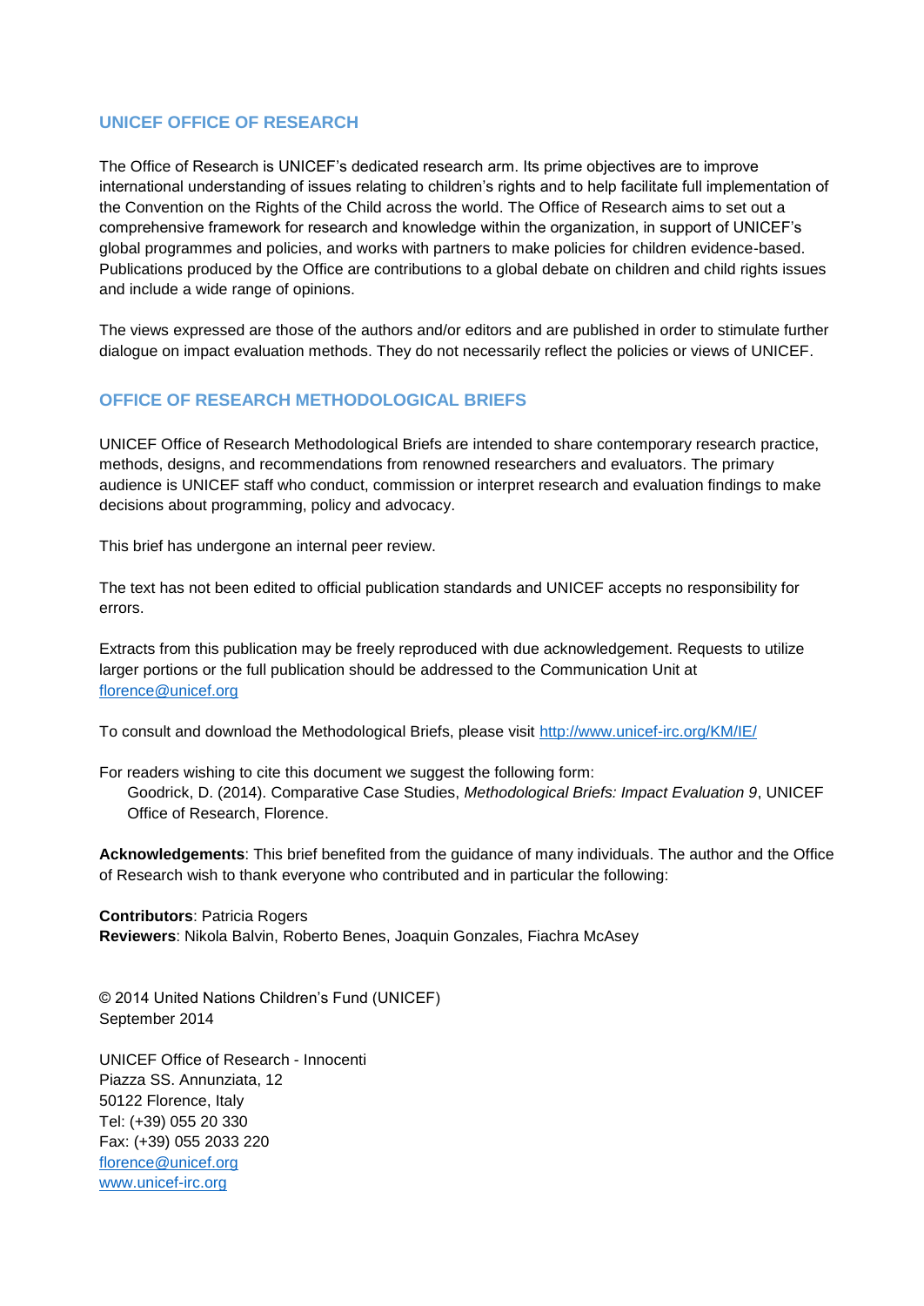## UNICEF OFFICE OF RESEARCH

The Office of Research is UNICEF's dedicated research arm. Its prime objectives are to improve international understanding of issues relating to children's rights and to help facilitate full implementation of the Convention on the Rights of the Child across the world. The Office of Research aims to set out a comprehensive framework for research and knowledge within the organization, in support of UNICEF's global programmes and policies, and works with partners to make policies for children evidence-based. Publications produced by the Office are contributions to a global debate on children and child rights issues and include a wide range of opinions.

The views expressed are those of the authors and/or editors and are published in order to stimulate further dialogue on impact evaluation methods. They do not necessarily reflect the policies or views of UNICEF.

## OFFICE OF RESEARCH METHODOLOGICAL BRIEFS

UNICEF Office of Research Methodological Briefs are intended to share contemporary research practice, methods, designs, and recommendations from renowned researchers and evaluators. The primary audience is UNICEF staff who conduct, commission or interpret research and evaluation findings to make decisions about programming, policy and advocacy.

This brief has undergone an internal peer review.

The text has not been edited to official publication standards and UNICEF accepts no responsibility for errors.

Extracts from this publication may be freely reproduced with due acknowledgement. Requests to utilize larger portions or the full publication should be addressed to the Communication Unit at [florence@unicef.org](mailto:florence@unicef.org)

To consult and download the Methodological Briefs, please visit [http://www.unicef-irc.org/KM/IE/](http://www.unicef-irc.org/KM/IE/)

For readers wishing to cite this document we suggest the following form:

> Goodrick, D. (2014). Comparative Case Studies, *Methodological Briefs: Impact Evaluation 9*, UNICEF Office of Research, Florence.

**Acknowledgements**: This brief benefited from the guidance of many individuals. The author and the Office of Research wish to thank everyone who contributed and in particular the following:

**Contributors**: Patricia Rogers
**Reviewers**: Nikola Balvin, Roberto Benes, Joaquin Gonzales, Fiachra McAsey

© 2014 United Nations Children's Fund (UNICEF)
September 2014

UNICEF Office of Research - Innocenti
Piazza SS. Annunziata, 12
50122 Florence, Italy
Tel: (+39) 055 20 330
Fax: (+39) 055 2033 220
[florence@unicef.org](mailto:florence@unicef.org)
[www.unicef-irc.org](http://www.unicef-irc.org)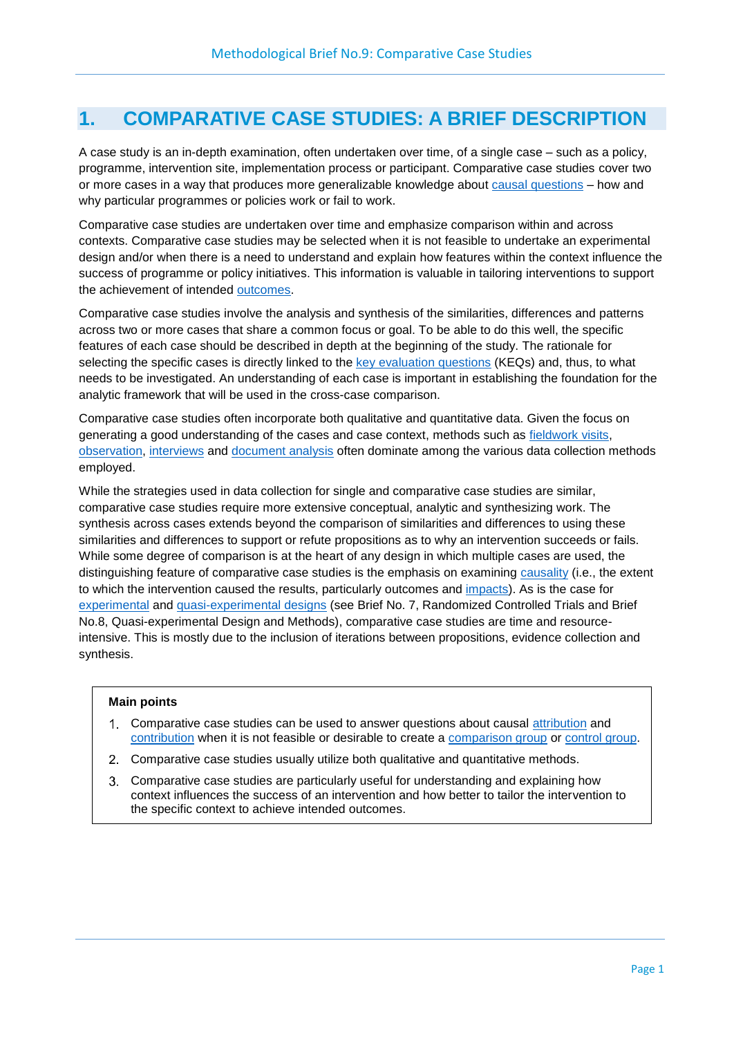# 1. COMPARATIVE CASE STUDIES: A BRIEF DESCRIPTION

A case study is an in-depth examination, often undertaken over time, of a single case – such as a policy, programme, intervention site, implementation process or participant. Comparative case studies cover two or more cases in a way that produces more generalizable knowledge about causal questions – how and why particular programmes or policies work or fail to work.

Comparative case studies are undertaken over time and emphasize comparison within and across contexts. Comparative case studies may be selected when it is not feasible to undertake an experimental design and/or when there is a need to understand and explain how features within the context influence the success of programme or policy initiatives. This information is valuable in tailoring interventions to support the achievement of intended outcomes.

Comparative case studies involve the analysis and synthesis of the similarities, differences and patterns across two or more cases that share a common focus or goal. To be able to do this well, the specific features of each case should be described in depth at the beginning of the study. The rationale for selecting the specific cases is directly linked to the key evaluation questions (KEQs) and, thus, to what needs to be investigated. An understanding of each case is important in establishing the foundation for the analytic framework that will be used in the cross-case comparison.

Comparative case studies often incorporate both qualitative and quantitative data. Given the focus on generating a good understanding of the cases and case context, methods such as fieldwork visits, observation, interviews and document analysis often dominate among the various data collection methods employed.

While the strategies used in data collection for single and comparative case studies are similar, comparative case studies require more extensive conceptual, analytic and synthesizing work. The synthesis across cases extends beyond the comparison of similarities and differences to using these similarities and differences to support or refute propositions as to why an intervention succeeds or fails. While some degree of comparison is at the heart of any design in which multiple cases are used, the distinguishing feature of comparative case studies is the emphasis on examining causality (i.e., the extent to which the intervention caused the results, particularly outcomes and impacts). As is the case for experimental and quasi-experimental designs (see Brief No. 7, Randomized Controlled Trials and Brief No.8, Quasi-experimental Design and Methods), comparative case studies are time and resource-intensive. This is mostly due to the inclusion of iterations between propositions, evidence collection and synthesis.

**Main points**

1. Comparative case studies can be used to answer questions about causal attribution and contribution when it is not feasible or desirable to create a comparison group or control group.
2. Comparative case studies usually utilize both qualitative and quantitative methods.
3. Comparative case studies are particularly useful for understanding and explaining how context influences the success of an intervention and how better to tailor the intervention to the specific context to achieve intended outcomes.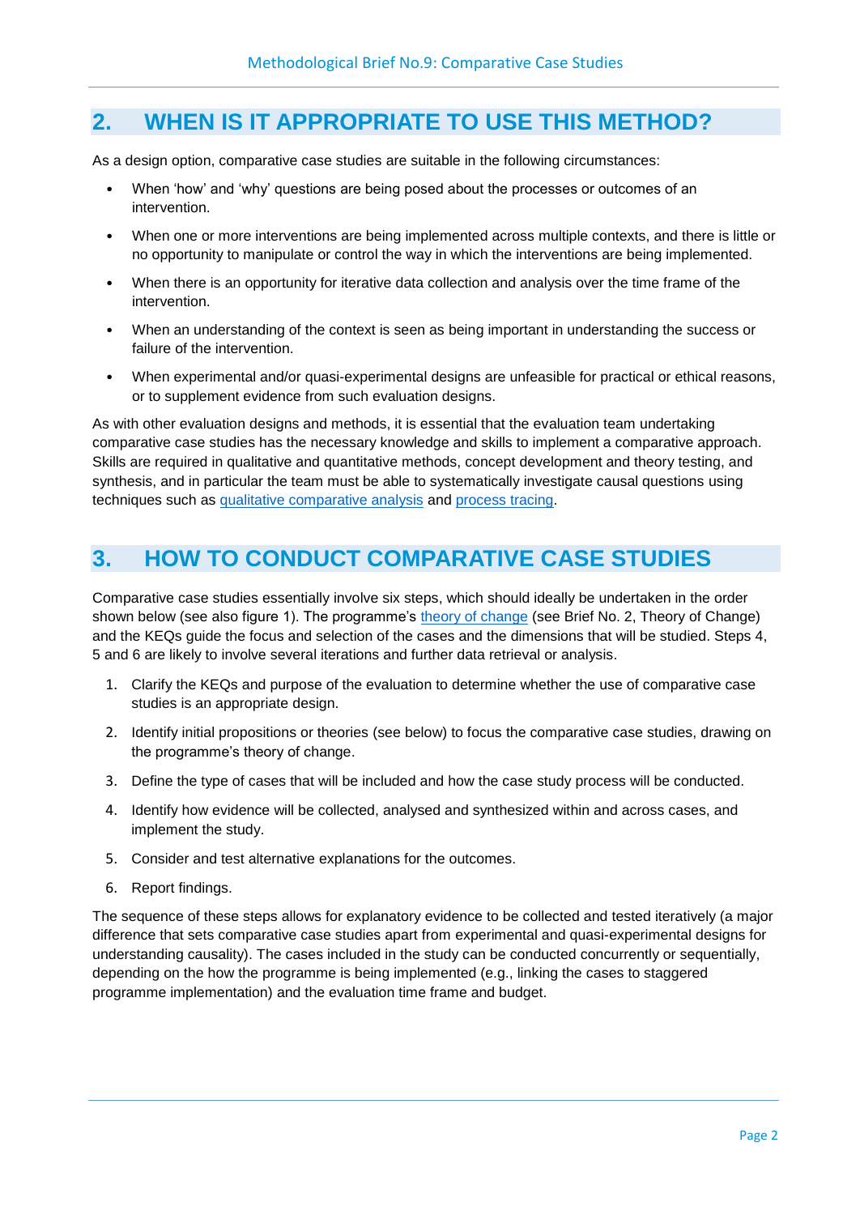## 2. WHEN IS IT APPROPRIATE TO USE THIS METHOD?

As a design option, comparative case studies are suitable in the following circumstances:

- When 'how' and 'why' questions are being posed about the processes or outcomes of an intervention.
- When one or more interventions are being implemented across multiple contexts, and there is little or no opportunity to manipulate or control the way in which the interventions are being implemented.
- When there is an opportunity for iterative data collection and analysis over the time frame of the intervention.
- When an understanding of the context is seen as being important in understanding the success or failure of the intervention.
- When experimental and/or quasi-experimental designs are unfeasible for practical or ethical reasons, or to supplement evidence from such evaluation designs.

As with other evaluation designs and methods, it is essential that the evaluation team undertaking comparative case studies has the necessary knowledge and skills to implement a comparative approach. Skills are required in qualitative and quantitative methods, concept development and theory testing, and synthesis, and in particular the team must be able to systematically investigate causal questions using techniques such as qualitative comparative analysis and process tracing.

## 3. HOW TO CONDUCT COMPARATIVE CASE STUDIES

Comparative case studies essentially involve six steps, which should ideally be undertaken in the order shown below (see also figure 1). The programme's theory of change (see Brief No. 2, Theory of Change) and the KEQs guide the focus and selection of the cases and the dimensions that will be studied. Steps 4, 5 and 6 are likely to involve several iterations and further data retrieval or analysis.

1. Clarify the KEQs and purpose of the evaluation to determine whether the use of comparative case studies is an appropriate design.
2. Identify initial propositions or theories (see below) to focus the comparative case studies, drawing on the programme's theory of change.
3. Define the type of cases that will be included and how the case study process will be conducted.
4. Identify how evidence will be collected, analysed and synthesized within and across cases, and implement the study.
5. Consider and test alternative explanations for the outcomes.
6. Report findings.

The sequence of these steps allows for explanatory evidence to be collected and tested iteratively (a major difference that sets comparative case studies apart from experimental and quasi-experimental designs for understanding causality). The cases included in the study can be conducted concurrently or sequentially, depending on the how the programme is being implemented (e.g., linking the cases to staggered programme implementation) and the evaluation time frame and budget.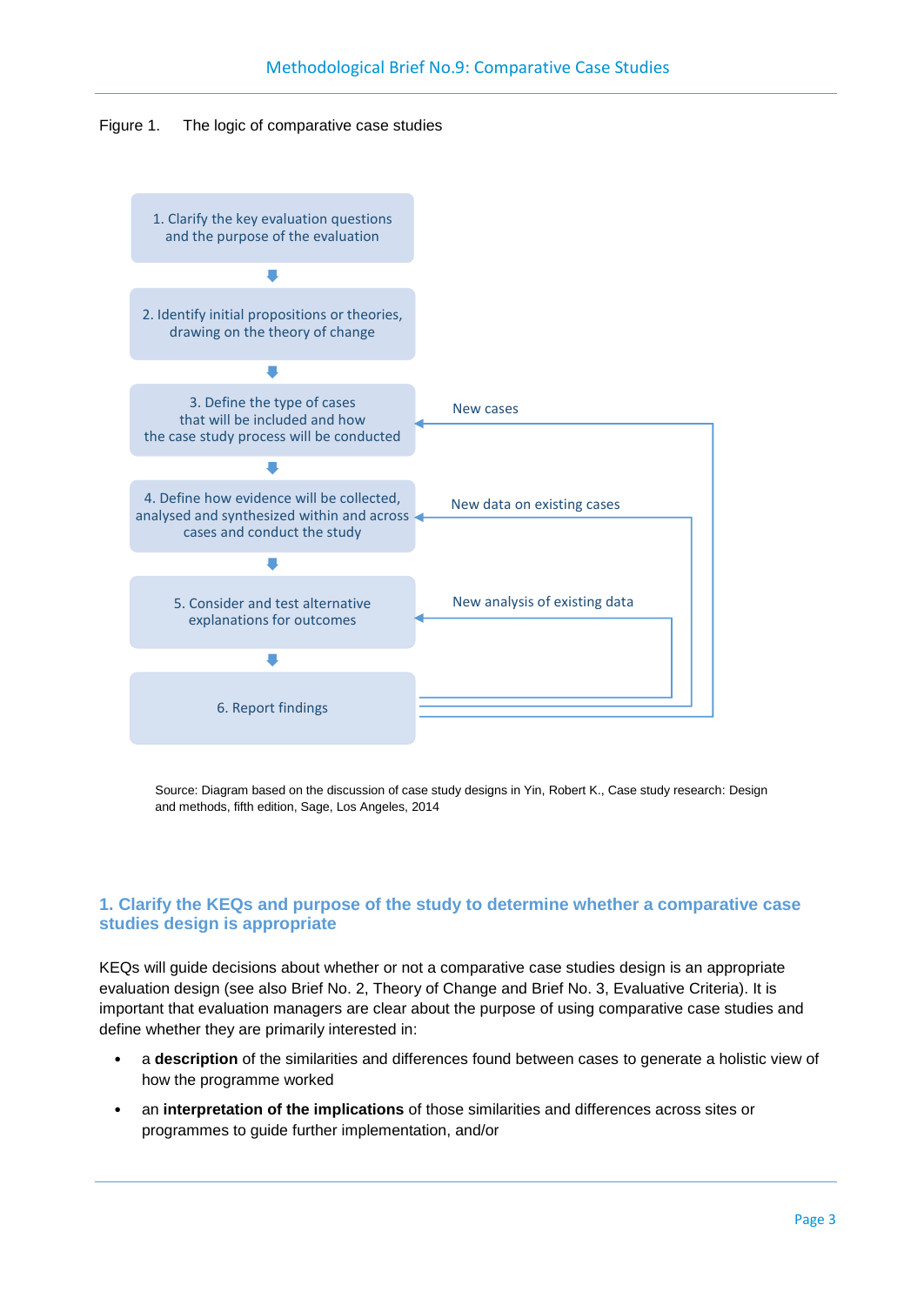Figure 1. The logic of comparative case studies

1. Clarify the key evaluation questions and the purpose of the evaluation
2. Identify initial propositions or theories, drawing on the theory of change
3. Define the type of cases that will be included and how the case study process will be conducted
4. Define how evidence will be collected, analysed and synthesized within and across cases and conduct the study
5. Consider and test alternative explanations for outcomes
6. Report findings

Feedback loops from step 6: New cases (to step 3); New data on existing cases (to step 4); New analysis of existing data (to step 5)

Source: Diagram based on the discussion of case study designs in Yin, Robert K., Case study research: Design and methods, fifth edition, Sage, Los Angeles, 2014

## 1. Clarify the KEQs and purpose of the study to determine whether a comparative case studies design is appropriate

KEQs will guide decisions about whether or not a comparative case studies design is an appropriate evaluation design (see also Brief No. 2, Theory of Change and Brief No. 3, Evaluative Criteria). It is important that evaluation managers are clear about the purpose of using comparative case studies and define whether they are primarily interested in:

- a **description** of the similarities and differences found between cases to generate a holistic view of how the programme worked
- an **interpretation of the implications** of those similarities and differences across sites or programmes to guide further implementation, and/or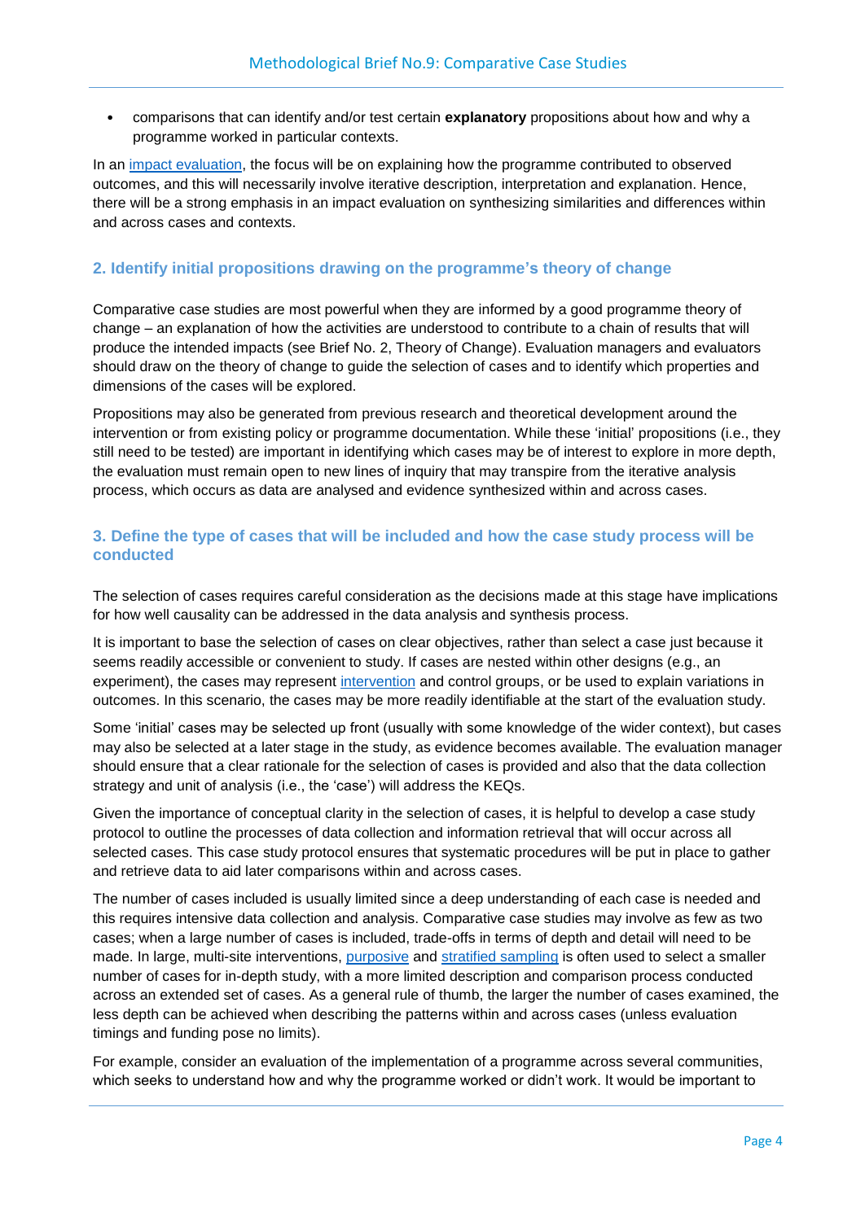- comparisons that can identify and/or test certain **explanatory** propositions about how and why a programme worked in particular contexts.

In an impact evaluation, the focus will be on explaining how the programme contributed to observed outcomes, and this will necessarily involve iterative description, interpretation and explanation. Hence, there will be a strong emphasis in an impact evaluation on synthesizing similarities and differences within and across cases and contexts.

### 2. Identify initial propositions drawing on the programme's theory of change

Comparative case studies are most powerful when they are informed by a good programme theory of change – an explanation of how the activities are understood to contribute to a chain of results that will produce the intended impacts (see Brief No. 2, Theory of Change). Evaluation managers and evaluators should draw on the theory of change to guide the selection of cases and to identify which properties and dimensions of the cases will be explored.

Propositions may also be generated from previous research and theoretical development around the intervention or from existing policy or programme documentation. While these 'initial' propositions (i.e., they still need to be tested) are important in identifying which cases may be of interest to explore in more depth, the evaluation must remain open to new lines of inquiry that may transpire from the iterative analysis process, which occurs as data are analysed and evidence synthesized within and across cases.

### 3. Define the type of cases that will be included and how the case study process will be conducted

The selection of cases requires careful consideration as the decisions made at this stage have implications for how well causality can be addressed in the data analysis and synthesis process.

It is important to base the selection of cases on clear objectives, rather than select a case just because it seems readily accessible or convenient to study. If cases are nested within other designs (e.g., an experiment), the cases may represent intervention and control groups, or be used to explain variations in outcomes. In this scenario, the cases may be more readily identifiable at the start of the evaluation study.

Some 'initial' cases may be selected up front (usually with some knowledge of the wider context), but cases may also be selected at a later stage in the study, as evidence becomes available. The evaluation manager should ensure that a clear rationale for the selection of cases is provided and also that the data collection strategy and unit of analysis (i.e., the 'case') will address the KEQs.

Given the importance of conceptual clarity in the selection of cases, it is helpful to develop a case study protocol to outline the processes of data collection and information retrieval that will occur across all selected cases. This case study protocol ensures that systematic procedures will be put in place to gather and retrieve data to aid later comparisons within and across cases.

The number of cases included is usually limited since a deep understanding of each case is needed and this requires intensive data collection and analysis. Comparative case studies may involve as few as two cases; when a large number of cases is included, trade-offs in terms of depth and detail will need to be made. In large, multi-site interventions, purposive and stratified sampling is often used to select a smaller number of cases for in-depth study, with a more limited description and comparison process conducted across an extended set of cases. As a general rule of thumb, the larger the number of cases examined, the less depth can be achieved when describing the patterns within and across cases (unless evaluation timings and funding pose no limits).

For example, consider an evaluation of the implementation of a programme across several communities, which seeks to understand how and why the programme worked or didn't work. It would be important to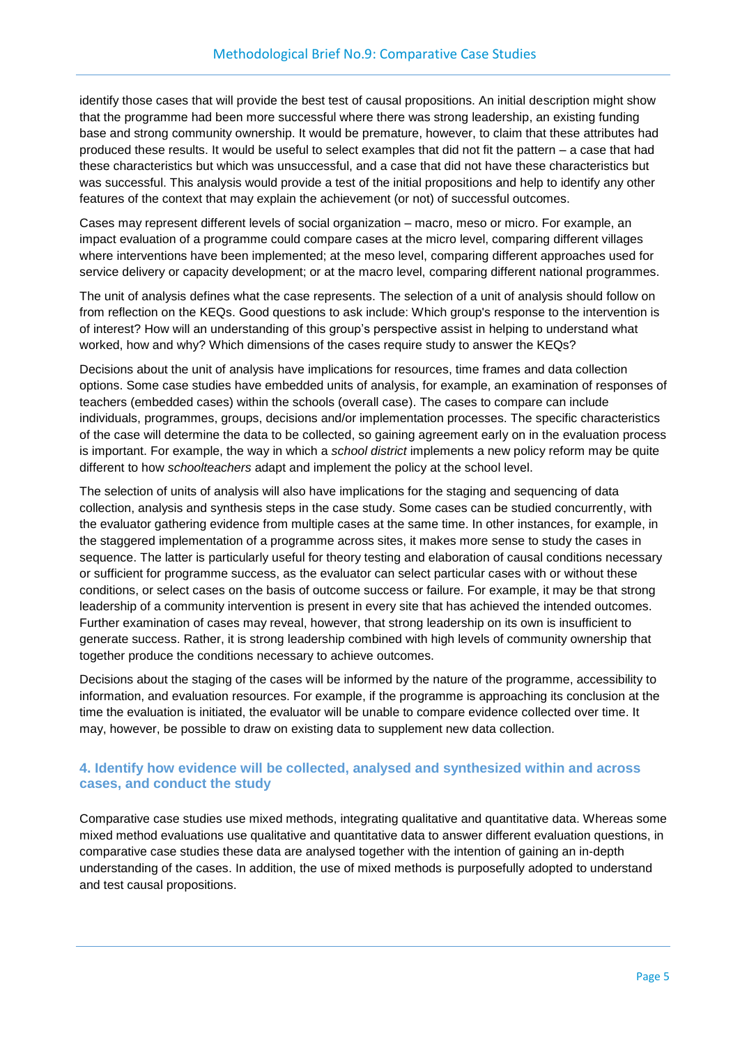identify those cases that will provide the best test of causal propositions. An initial description might show that the programme had been more successful where there was strong leadership, an existing funding base and strong community ownership. It would be premature, however, to claim that these attributes had produced these results. It would be useful to select examples that did not fit the pattern – a case that had these characteristics but which was unsuccessful, and a case that did not have these characteristics but was successful. This analysis would provide a test of the initial propositions and help to identify any other features of the context that may explain the achievement (or not) of successful outcomes.

Cases may represent different levels of social organization – macro, meso or micro. For example, an impact evaluation of a programme could compare cases at the micro level, comparing different villages where interventions have been implemented; at the meso level, comparing different approaches used for service delivery or capacity development; or at the macro level, comparing different national programmes.

The unit of analysis defines what the case represents. The selection of a unit of analysis should follow on from reflection on the KEQs. Good questions to ask include: Which group's response to the intervention is of interest? How will an understanding of this group's perspective assist in helping to understand what worked, how and why? Which dimensions of the cases require study to answer the KEQs?

Decisions about the unit of analysis have implications for resources, time frames and data collection options. Some case studies have embedded units of analysis, for example, an examination of responses of teachers (embedded cases) within the schools (overall case). The cases to compare can include individuals, programmes, groups, decisions and/or implementation processes. The specific characteristics of the case will determine the data to be collected, so gaining agreement early on in the evaluation process is important. For example, the way in which a *school district* implements a new policy reform may be quite different to how *schoolteachers* adapt and implement the policy at the school level.

The selection of units of analysis will also have implications for the staging and sequencing of data collection, analysis and synthesis steps in the case study. Some cases can be studied concurrently, with the evaluator gathering evidence from multiple cases at the same time. In other instances, for example, in the staggered implementation of a programme across sites, it makes more sense to study the cases in sequence. The latter is particularly useful for theory testing and elaboration of causal conditions necessary or sufficient for programme success, as the evaluator can select particular cases with or without these conditions, or select cases on the basis of outcome success or failure. For example, it may be that strong leadership of a community intervention is present in every site that has achieved the intended outcomes. Further examination of cases may reveal, however, that strong leadership on its own is insufficient to generate success. Rather, it is strong leadership combined with high levels of community ownership that together produce the conditions necessary to achieve outcomes.

Decisions about the staging of the cases will be informed by the nature of the programme, accessibility to information, and evaluation resources. For example, if the programme is approaching its conclusion at the time the evaluation is initiated, the evaluator will be unable to compare evidence collected over time. It may, however, be possible to draw on existing data to supplement new data collection.

### 4. Identify how evidence will be collected, analysed and synthesized within and across cases, and conduct the study

Comparative case studies use mixed methods, integrating qualitative and quantitative data. Whereas some mixed method evaluations use qualitative and quantitative data to answer different evaluation questions, in comparative case studies these data are analysed together with the intention of gaining an in-depth understanding of the cases. In addition, the use of mixed methods is purposefully adopted to understand and test causal propositions.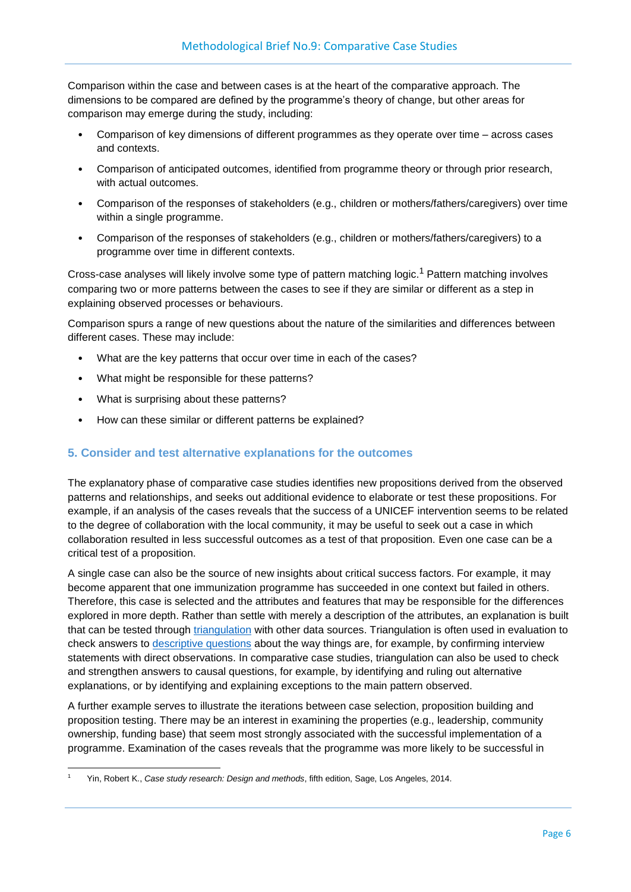Comparison within the case and between cases is at the heart of the comparative approach. The dimensions to be compared are defined by the programme's theory of change, but other areas for comparison may emerge during the study, including:

- Comparison of key dimensions of different programmes as they operate over time – across cases and contexts.
- Comparison of anticipated outcomes, identified from programme theory or through prior research, with actual outcomes.
- Comparison of the responses of stakeholders (e.g., children or mothers/fathers/caregivers) over time within a single programme.
- Comparison of the responses of stakeholders (e.g., children or mothers/fathers/caregivers) to a programme over time in different contexts.

Cross-case analyses will likely involve some type of pattern matching logic.[1] Pattern matching involves comparing two or more patterns between the cases to see if they are similar or different as a step in explaining observed processes or behaviours.

Comparison spurs a range of new questions about the nature of the similarities and differences between different cases. These may include:

- What are the key patterns that occur over time in each of the cases?
- What might be responsible for these patterns?
- What is surprising about these patterns?
- How can these similar or different patterns be explained?

### 5. Consider and test alternative explanations for the outcomes

The explanatory phase of comparative case studies identifies new propositions derived from the observed patterns and relationships, and seeks out additional evidence to elaborate or test these propositions. For example, if an analysis of the cases reveals that the success of a UNICEF intervention seems to be related to the degree of collaboration with the local community, it may be useful to seek out a case in which collaboration resulted in less successful outcomes as a test of that proposition. Even one case can be a critical test of a proposition.

A single case can also be the source of new insights about critical success factors. For example, it may become apparent that one immunization programme has succeeded in one context but failed in others. Therefore, this case is selected and the attributes and features that may be responsible for the differences explored in more depth. Rather than settle with merely a description of the attributes, an explanation is built that can be tested through triangulation with other data sources. Triangulation is often used in evaluation to check answers to descriptive questions about the way things are, for example, by confirming interview statements with direct observations. In comparative case studies, triangulation can also be used to check and strengthen answers to causal questions, for example, by identifying and ruling out alternative explanations, or by identifying and explaining exceptions to the main pattern observed.

A further example serves to illustrate the iterations between case selection, proposition building and proposition testing. There may be an interest in examining the properties (e.g., leadership, community ownership, funding base) that seem most strongly associated with the successful implementation of a programme. Examination of the cases reveals that the programme was more likely to be successful in

---

[1] Yin, Robert K., *Case study research: Design and methods*, fifth edition, Sage, Los Angeles, 2014.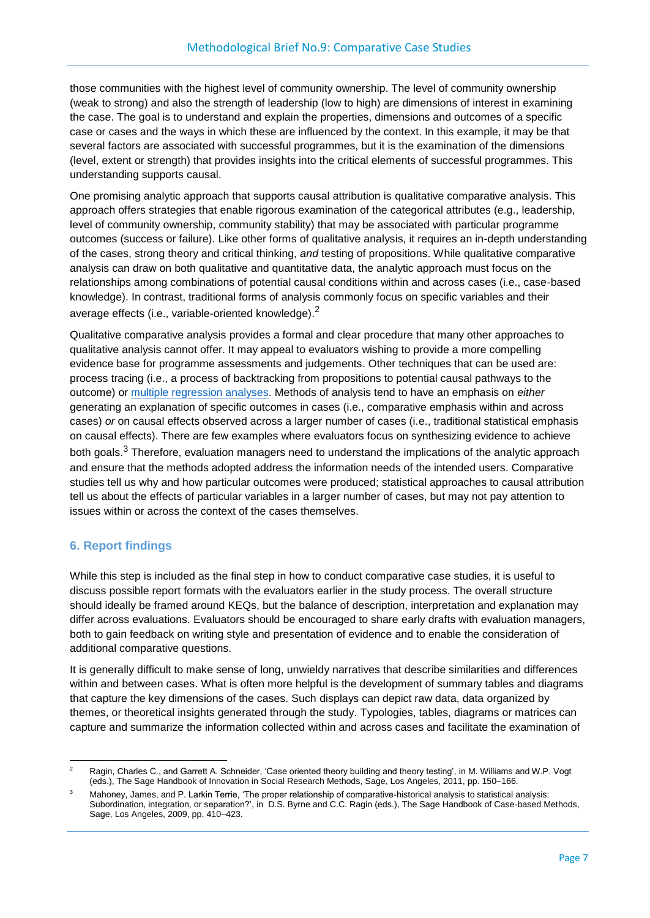those communities with the highest level of community ownership. The level of community ownership (weak to strong) and also the strength of leadership (low to high) are dimensions of interest in examining the case. The goal is to understand and explain the properties, dimensions and outcomes of a specific case or cases and the ways in which these are influenced by the context. In this example, it may be that several factors are associated with successful programmes, but it is the examination of the dimensions (level, extent or strength) that provides insights into the critical elements of successful programmes. This understanding supports causal.

One promising analytic approach that supports causal attribution is qualitative comparative analysis. This approach offers strategies that enable rigorous examination of the categorical attributes (e.g., leadership, level of community ownership, community stability) that may be associated with particular programme outcomes (success or failure). Like other forms of qualitative analysis, it requires an in-depth understanding of the cases, strong theory and critical thinking, *and* testing of propositions. While qualitative comparative analysis can draw on both qualitative and quantitative data, the analytic approach must focus on the relationships among combinations of potential causal conditions within and across cases (i.e., case-based knowledge). In contrast, traditional forms of analysis commonly focus on specific variables and their average effects (i.e., variable-oriented knowledge).[2]

Qualitative comparative analysis provides a formal and clear procedure that many other approaches to qualitative analysis cannot offer. It may appeal to evaluators wishing to provide a more compelling evidence base for programme assessments and judgements. Other techniques that can be used are: process tracing (i.e., a process of backtracking from propositions to potential causal pathways to the outcome) or multiple regression analyses. Methods of analysis tend to have an emphasis on *either* generating an explanation of specific outcomes in cases (i.e., comparative emphasis within and across cases) *or* on causal effects observed across a larger number of cases (i.e., traditional statistical emphasis on causal effects). There are few examples where evaluators focus on synthesizing evidence to achieve both goals.[3] Therefore, evaluation managers need to understand the implications of the analytic approach and ensure that the methods adopted address the information needs of the intended users. Comparative studies tell us why and how particular outcomes were produced; statistical approaches to causal attribution tell us about the effects of particular variables in a larger number of cases, but may not pay attention to issues within or across the context of the cases themselves.

## 6. Report findings

While this step is included as the final step in how to conduct comparative case studies, it is useful to discuss possible report formats with the evaluators earlier in the study process. The overall structure should ideally be framed around KEQs, but the balance of description, interpretation and explanation may differ across evaluations. Evaluators should be encouraged to share early drafts with evaluation managers, both to gain feedback on writing style and presentation of evidence and to enable the consideration of additional comparative questions.

It is generally difficult to make sense of long, unwieldy narratives that describe similarities and differences within and between cases. What is often more helpful is the development of summary tables and diagrams that capture the key dimensions of the cases. Such displays can depict raw data, data organized by themes, or theoretical insights generated through the study. Typologies, tables, diagrams or matrices can capture and summarize the information collected within and across cases and facilitate the examination of

---

[2] Ragin, Charles C., and Garrett A. Schneider, 'Case oriented theory building and theory testing', in M. Williams and W.P. Vogt (eds.), The Sage Handbook of Innovation in Social Research Methods, Sage, Los Angeles, 2011, pp. 150–166.

[3] Mahoney, James, and P. Larkin Terrie, 'The proper relationship of comparative-historical analysis to statistical analysis: Subordination, integration, or separation?', in D.S. Byrne and C.C. Ragin (eds.), The Sage Handbook of Case-based Methods, Sage, Los Angeles, 2009, pp. 410–423.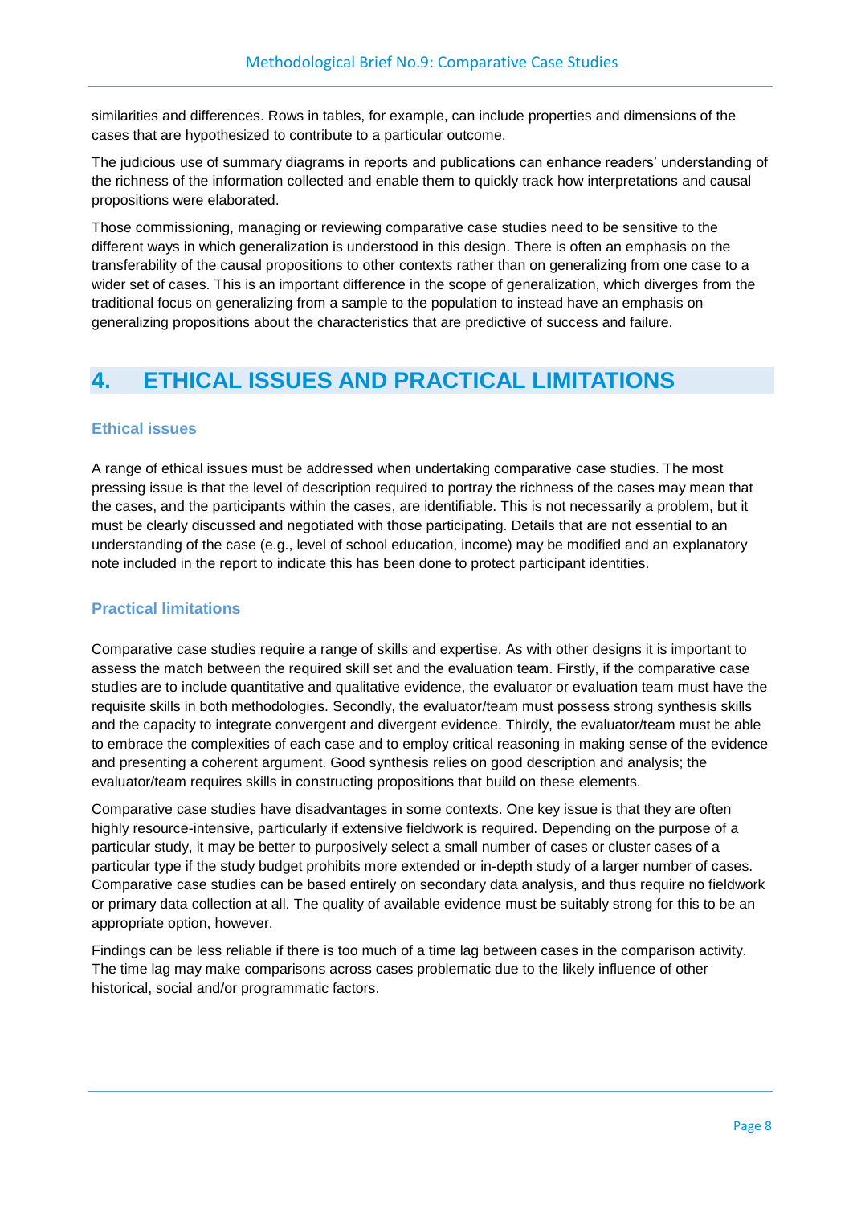similarities and differences. Rows in tables, for example, can include properties and dimensions of the cases that are hypothesized to contribute to a particular outcome.

The judicious use of summary diagrams in reports and publications can enhance readers' understanding of the richness of the information collected and enable them to quickly track how interpretations and causal propositions were elaborated.

Those commissioning, managing or reviewing comparative case studies need to be sensitive to the different ways in which generalization is understood in this design. There is often an emphasis on the transferability of the causal propositions to other contexts rather than on generalizing from one case to a wider set of cases. This is an important difference in the scope of generalization, which diverges from the traditional focus on generalizing from a sample to the population to instead have an emphasis on generalizing propositions about the characteristics that are predictive of success and failure.

# 4. ETHICAL ISSUES AND PRACTICAL LIMITATIONS

### Ethical issues

A range of ethical issues must be addressed when undertaking comparative case studies. The most pressing issue is that the level of description required to portray the richness of the cases may mean that the cases, and the participants within the cases, are identifiable. This is not necessarily a problem, but it must be clearly discussed and negotiated with those participating. Details that are not essential to an understanding of the case (e.g., level of school education, income) may be modified and an explanatory note included in the report to indicate this has been done to protect participant identities.

### Practical limitations

Comparative case studies require a range of skills and expertise. As with other designs it is important to assess the match between the required skill set and the evaluation team. Firstly, if the comparative case studies are to include quantitative and qualitative evidence, the evaluator or evaluation team must have the requisite skills in both methodologies. Secondly, the evaluator/team must possess strong synthesis skills and the capacity to integrate convergent and divergent evidence. Thirdly, the evaluator/team must be able to embrace the complexities of each case and to employ critical reasoning in making sense of the evidence and presenting a coherent argument. Good synthesis relies on good description and analysis; the evaluator/team requires skills in constructing propositions that build on these elements.

Comparative case studies have disadvantages in some contexts. One key issue is that they are often highly resource-intensive, particularly if extensive fieldwork is required. Depending on the purpose of a particular study, it may be better to purposively select a small number of cases or cluster cases of a particular type if the study budget prohibits more extended or in-depth study of a larger number of cases. Comparative case studies can be based entirely on secondary data analysis, and thus require no fieldwork or primary data collection at all. The quality of available evidence must be suitably strong for this to be an appropriate option, however.

Findings can be less reliable if there is too much of a time lag between cases in the comparison activity. The time lag may make comparisons across cases problematic due to the likely influence of other historical, social and/or programmatic factors.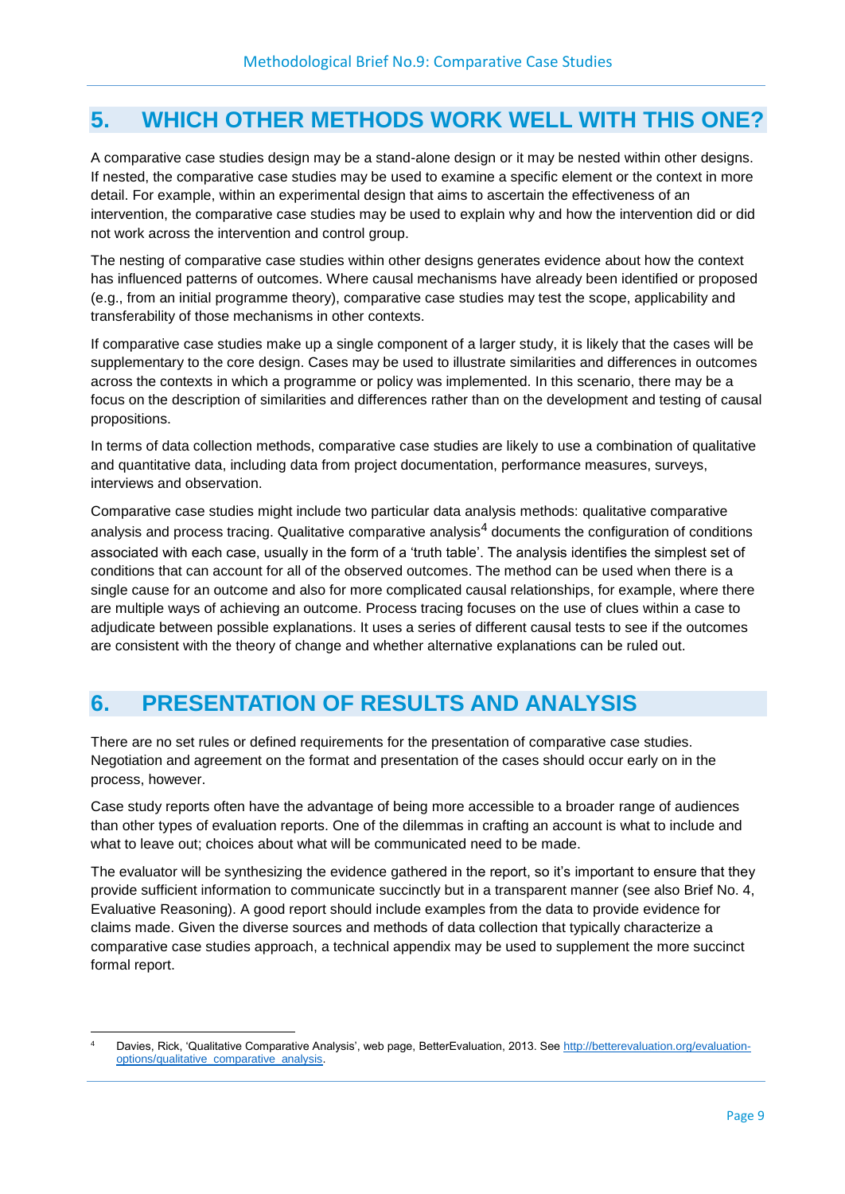## 5. WHICH OTHER METHODS WORK WELL WITH THIS ONE?

A comparative case studies design may be a stand-alone design or it may be nested within other designs. If nested, the comparative case studies may be used to examine a specific element or the context in more detail. For example, within an experimental design that aims to ascertain the effectiveness of an intervention, the comparative case studies may be used to explain why and how the intervention did or did not work across the intervention and control group.

The nesting of comparative case studies within other designs generates evidence about how the context has influenced patterns of outcomes. Where causal mechanisms have already been identified or proposed (e.g., from an initial programme theory), comparative case studies may test the scope, applicability and transferability of those mechanisms in other contexts.

If comparative case studies make up a single component of a larger study, it is likely that the cases will be supplementary to the core design. Cases may be used to illustrate similarities and differences in outcomes across the contexts in which a programme or policy was implemented. In this scenario, there may be a focus on the description of similarities and differences rather than on the development and testing of causal propositions.

In terms of data collection methods, comparative case studies are likely to use a combination of qualitative and quantitative data, including data from project documentation, performance measures, surveys, interviews and observation.

Comparative case studies might include two particular data analysis methods: qualitative comparative analysis and process tracing. Qualitative comparative analysis[4] documents the configuration of conditions associated with each case, usually in the form of a 'truth table'. The analysis identifies the simplest set of conditions that can account for all of the observed outcomes. The method can be used when there is a single cause for an outcome and also for more complicated causal relationships, for example, where there are multiple ways of achieving an outcome. Process tracing focuses on the use of clues within a case to adjudicate between possible explanations. It uses a series of different causal tests to see if the outcomes are consistent with the theory of change and whether alternative explanations can be ruled out.

## 6. PRESENTATION OF RESULTS AND ANALYSIS

There are no set rules or defined requirements for the presentation of comparative case studies. Negotiation and agreement on the format and presentation of the cases should occur early on in the process, however.

Case study reports often have the advantage of being more accessible to a broader range of audiences than other types of evaluation reports. One of the dilemmas in crafting an account is what to include and what to leave out; choices about what will be communicated need to be made.

The evaluator will be synthesizing the evidence gathered in the report, so it's important to ensure that they provide sufficient information to communicate succinctly but in a transparent manner (see also Brief No. 4, Evaluative Reasoning). A good report should include examples from the data to provide evidence for claims made. Given the diverse sources and methods of data collection that typically characterize a comparative case studies approach, a technical appendix may be used to supplement the more succinct formal report.

---

[4] Davies, Rick, 'Qualitative Comparative Analysis', web page, BetterEvaluation, 2013. See http://betterevaluation.org/evaluation-options/qualitative_comparative_analysis.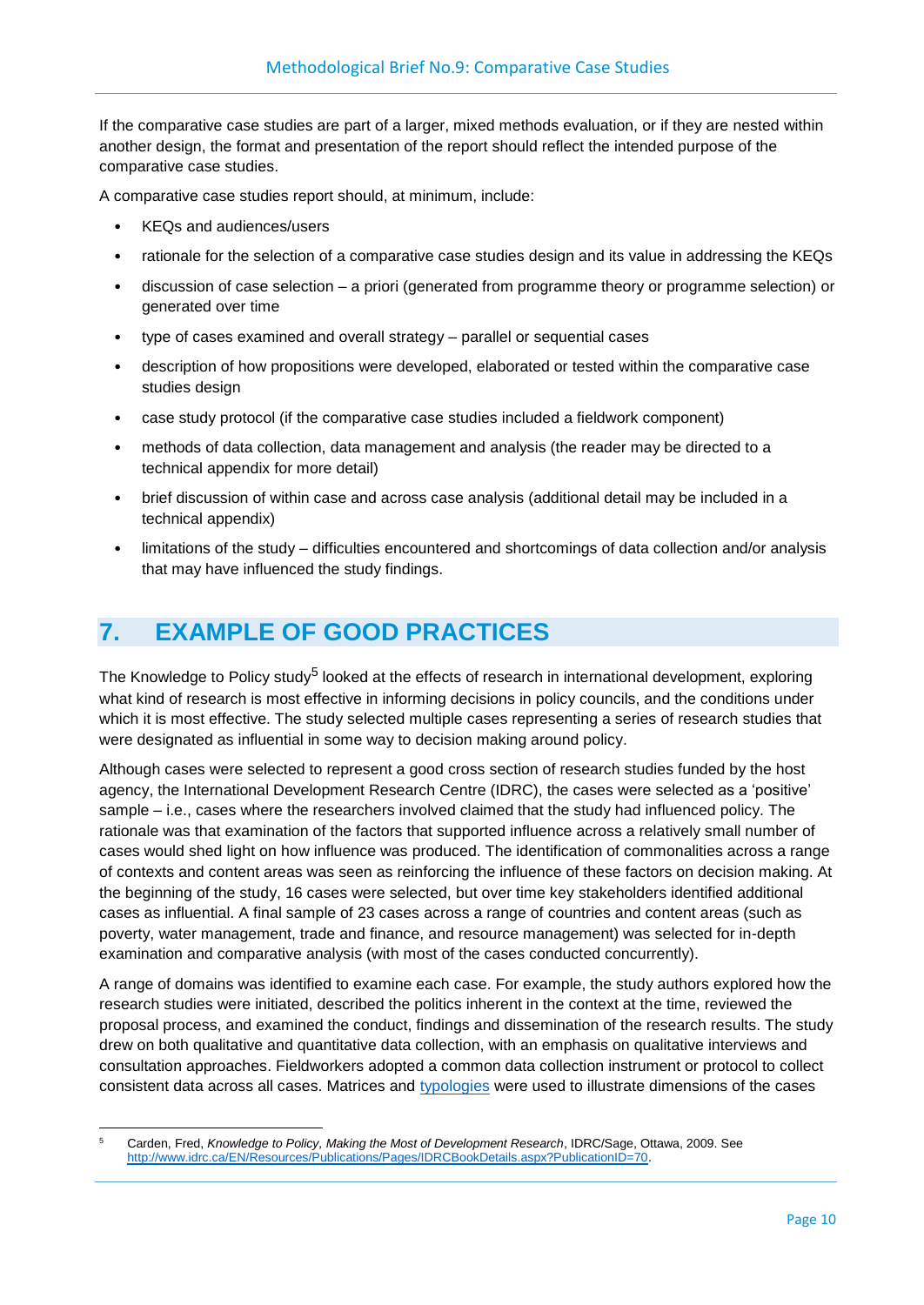If the comparative case studies are part of a larger, mixed methods evaluation, or if they are nested within another design, the format and presentation of the report should reflect the intended purpose of the comparative case studies.

A comparative case studies report should, at minimum, include:

- KEQs and audiences/users
- rationale for the selection of a comparative case studies design and its value in addressing the KEQs
- discussion of case selection – a priori (generated from programme theory or programme selection) or generated over time
- type of cases examined and overall strategy – parallel or sequential cases
- description of how propositions were developed, elaborated or tested within the comparative case studies design
- case study protocol (if the comparative case studies included a fieldwork component)
- methods of data collection, data management and analysis (the reader may be directed to a technical appendix for more detail)
- brief discussion of within case and across case analysis (additional detail may be included in a technical appendix)
- limitations of the study – difficulties encountered and shortcomings of data collection and/or analysis that may have influenced the study findings.

# 7. EXAMPLE OF GOOD PRACTICES

The Knowledge to Policy study[5] looked at the effects of research in international development, exploring what kind of research is most effective in informing decisions in policy councils, and the conditions under which it is most effective. The study selected multiple cases representing a series of research studies that were designated as influential in some way to decision making around policy.

Although cases were selected to represent a good cross section of research studies funded by the host agency, the International Development Research Centre (IDRC), the cases were selected as a 'positive' sample – i.e., cases where the researchers involved claimed that the study had influenced policy. The rationale was that examination of the factors that supported influence across a relatively small number of cases would shed light on how influence was produced. The identification of commonalities across a range of contexts and content areas was seen as reinforcing the influence of these factors on decision making. At the beginning of the study, 16 cases were selected, but over time key stakeholders identified additional cases as influential. A final sample of 23 cases across a range of countries and content areas (such as poverty, water management, trade and finance, and resource management) was selected for in-depth examination and comparative analysis (with most of the cases conducted concurrently).

A range of domains was identified to examine each case. For example, the study authors explored how the research studies were initiated, described the politics inherent in the context at the time, reviewed the proposal process, and examined the conduct, findings and dissemination of the research results. The study drew on both qualitative and quantitative data collection, with an emphasis on qualitative interviews and consultation approaches. Fieldworkers adopted a common data collection instrument or protocol to collect consistent data across all cases. Matrices and typologies were used to illustrate dimensions of the cases

---

[5] Carden, Fred, *Knowledge to Policy, Making the Most of Development Research*, IDRC/Sage, Ottawa, 2009. See http://www.idrc.ca/EN/Resources/Publications/Pages/IDRCBookDetails.aspx?PublicationID=70.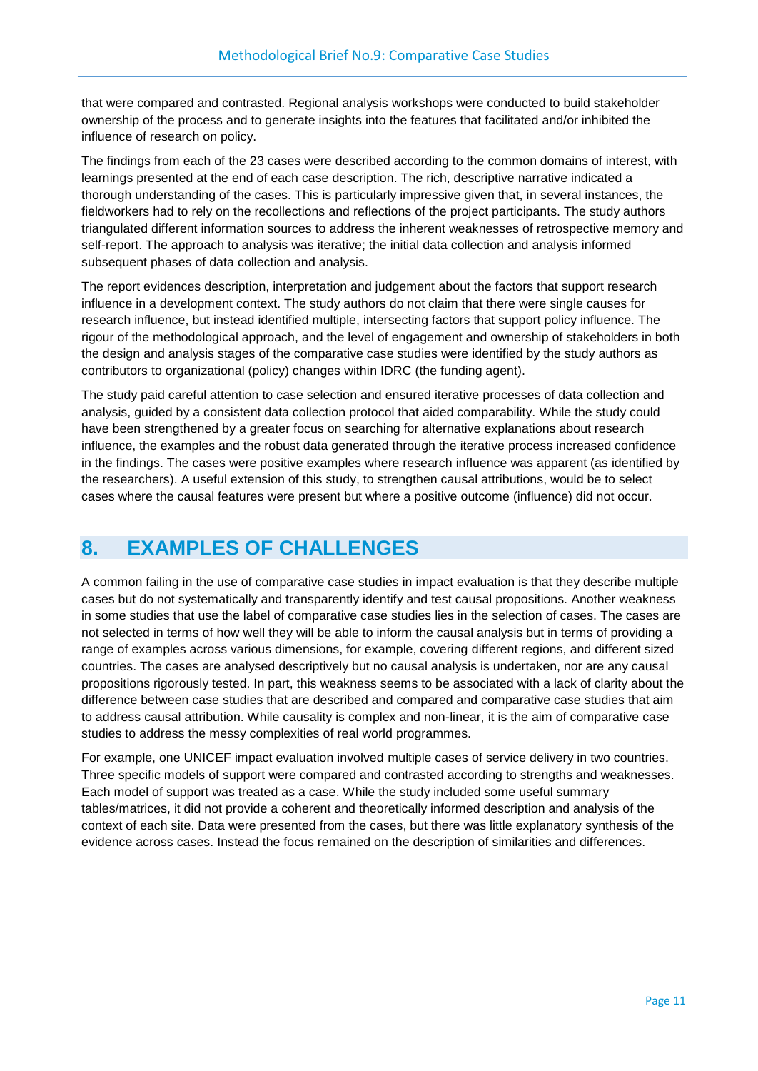that were compared and contrasted. Regional analysis workshops were conducted to build stakeholder ownership of the process and to generate insights into the features that facilitated and/or inhibited the influence of research on policy.

The findings from each of the 23 cases were described according to the common domains of interest, with learnings presented at the end of each case description. The rich, descriptive narrative indicated a thorough understanding of the cases. This is particularly impressive given that, in several instances, the fieldworkers had to rely on the recollections and reflections of the project participants. The study authors triangulated different information sources to address the inherent weaknesses of retrospective memory and self-report. The approach to analysis was iterative; the initial data collection and analysis informed subsequent phases of data collection and analysis.

The report evidences description, interpretation and judgement about the factors that support research influence in a development context. The study authors do not claim that there were single causes for research influence, but instead identified multiple, intersecting factors that support policy influence. The rigour of the methodological approach, and the level of engagement and ownership of stakeholders in both the design and analysis stages of the comparative case studies were identified by the study authors as contributors to organizational (policy) changes within IDRC (the funding agent).

The study paid careful attention to case selection and ensured iterative processes of data collection and analysis, guided by a consistent data collection protocol that aided comparability. While the study could have been strengthened by a greater focus on searching for alternative explanations about research influence, the examples and the robust data generated through the iterative process increased confidence in the findings. The cases were positive examples where research influence was apparent (as identified by the researchers). A useful extension of this study, to strengthen causal attributions, would be to select cases where the causal features were present but where a positive outcome (influence) did not occur.

## 8. EXAMPLES OF CHALLENGES

A common failing in the use of comparative case studies in impact evaluation is that they describe multiple cases but do not systematically and transparently identify and test causal propositions. Another weakness in some studies that use the label of comparative case studies lies in the selection of cases. The cases are not selected in terms of how well they will be able to inform the causal analysis but in terms of providing a range of examples across various dimensions, for example, covering different regions, and different sized countries. The cases are analysed descriptively but no causal analysis is undertaken, nor are any causal propositions rigorously tested. In part, this weakness seems to be associated with a lack of clarity about the difference between case studies that are described and compared and comparative case studies that aim to address causal attribution. While causality is complex and non-linear, it is the aim of comparative case studies to address the messy complexities of real world programmes.

For example, one UNICEF impact evaluation involved multiple cases of service delivery in two countries. Three specific models of support were compared and contrasted according to strengths and weaknesses. Each model of support was treated as a case. While the study included some useful summary tables/matrices, it did not provide a coherent and theoretically informed description and analysis of the context of each site. Data were presented from the cases, but there was little explanatory synthesis of the evidence across cases. Instead the focus remained on the description of similarities and differences.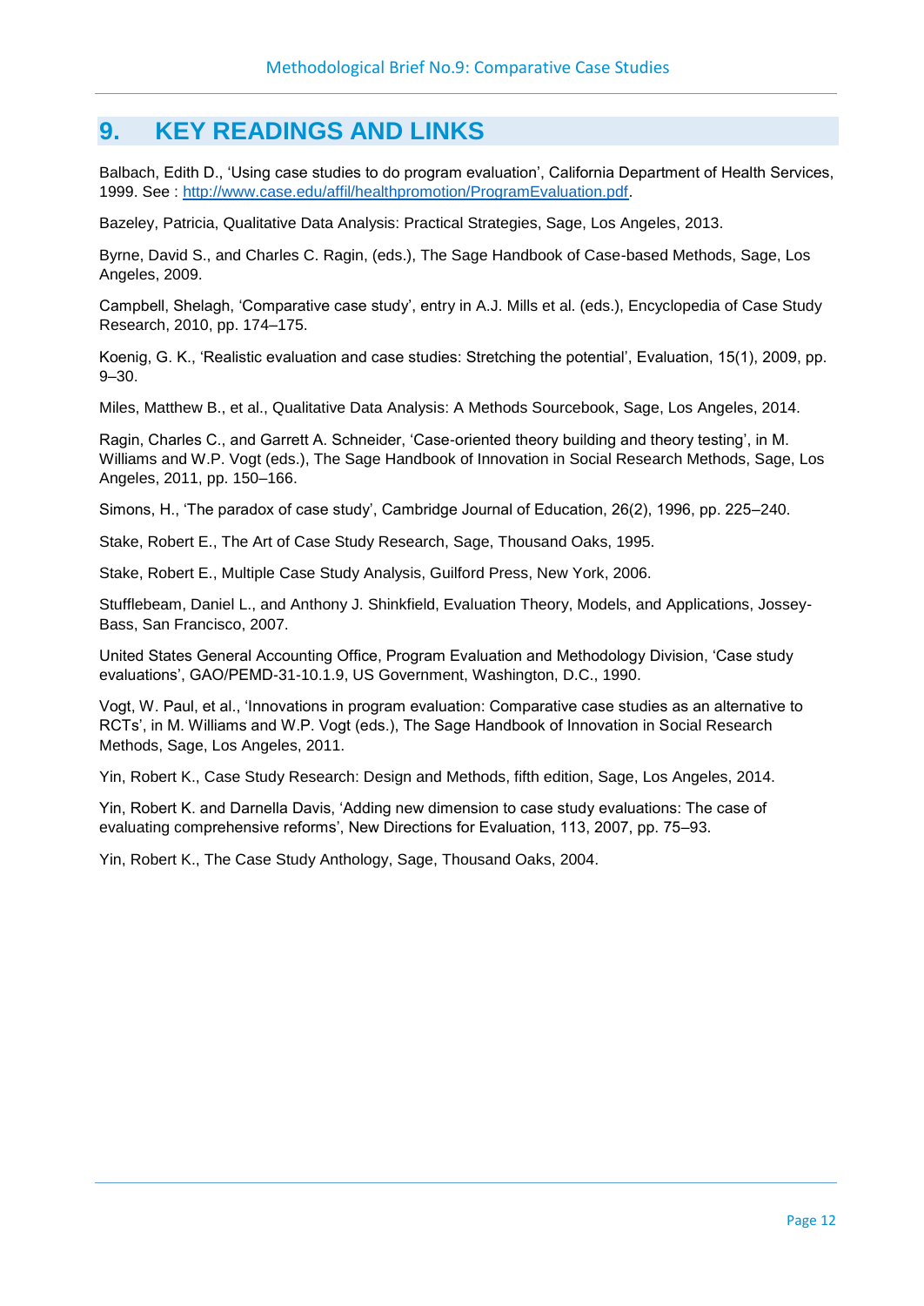## 9. KEY READINGS AND LINKS

Balbach, Edith D., 'Using case studies to do program evaluation', California Department of Health Services, 1999. See : [http://www.case.edu/affil/healthpromotion/ProgramEvaluation.pdf](http://www.case.edu/affil/healthpromotion/ProgramEvaluation.pdf).

Bazeley, Patricia, Qualitative Data Analysis: Practical Strategies, Sage, Los Angeles, 2013.

Byrne, David S., and Charles C. Ragin, (eds.), The Sage Handbook of Case-based Methods, Sage, Los Angeles, 2009.

Campbell, Shelagh, 'Comparative case study', entry in A.J. Mills et al. (eds.), Encyclopedia of Case Study Research, 2010, pp. 174–175.

Koenig, G. K., 'Realistic evaluation and case studies: Stretching the potential', Evaluation, 15(1), 2009, pp. 9–30.

Miles, Matthew B., et al., Qualitative Data Analysis: A Methods Sourcebook, Sage, Los Angeles, 2014.

Ragin, Charles C., and Garrett A. Schneider, 'Case-oriented theory building and theory testing', in M. Williams and W.P. Vogt (eds.), The Sage Handbook of Innovation in Social Research Methods, Sage, Los Angeles, 2011, pp. 150–166.

Simons, H., 'The paradox of case study', Cambridge Journal of Education, 26(2), 1996, pp. 225–240.

Stake, Robert E., The Art of Case Study Research, Sage, Thousand Oaks, 1995.

Stake, Robert E., Multiple Case Study Analysis, Guilford Press, New York, 2006.

Stufflebeam, Daniel L., and Anthony J. Shinkfield, Evaluation Theory, Models, and Applications, Jossey-Bass, San Francisco, 2007.

United States General Accounting Office, Program Evaluation and Methodology Division, 'Case study evaluations', GAO/PEMD-31-10.1.9, US Government, Washington, D.C., 1990.

Vogt, W. Paul, et al., 'Innovations in program evaluation: Comparative case studies as an alternative to RCTs', in M. Williams and W.P. Vogt (eds.), The Sage Handbook of Innovation in Social Research Methods, Sage, Los Angeles, 2011.

Yin, Robert K., Case Study Research: Design and Methods, fifth edition, Sage, Los Angeles, 2014.

Yin, Robert K. and Darnella Davis, 'Adding new dimension to case study evaluations: The case of evaluating comprehensive reforms', New Directions for Evaluation, 113, 2007, pp. 75–93.

Yin, Robert K., The Case Study Anthology, Sage, Thousand Oaks, 2004.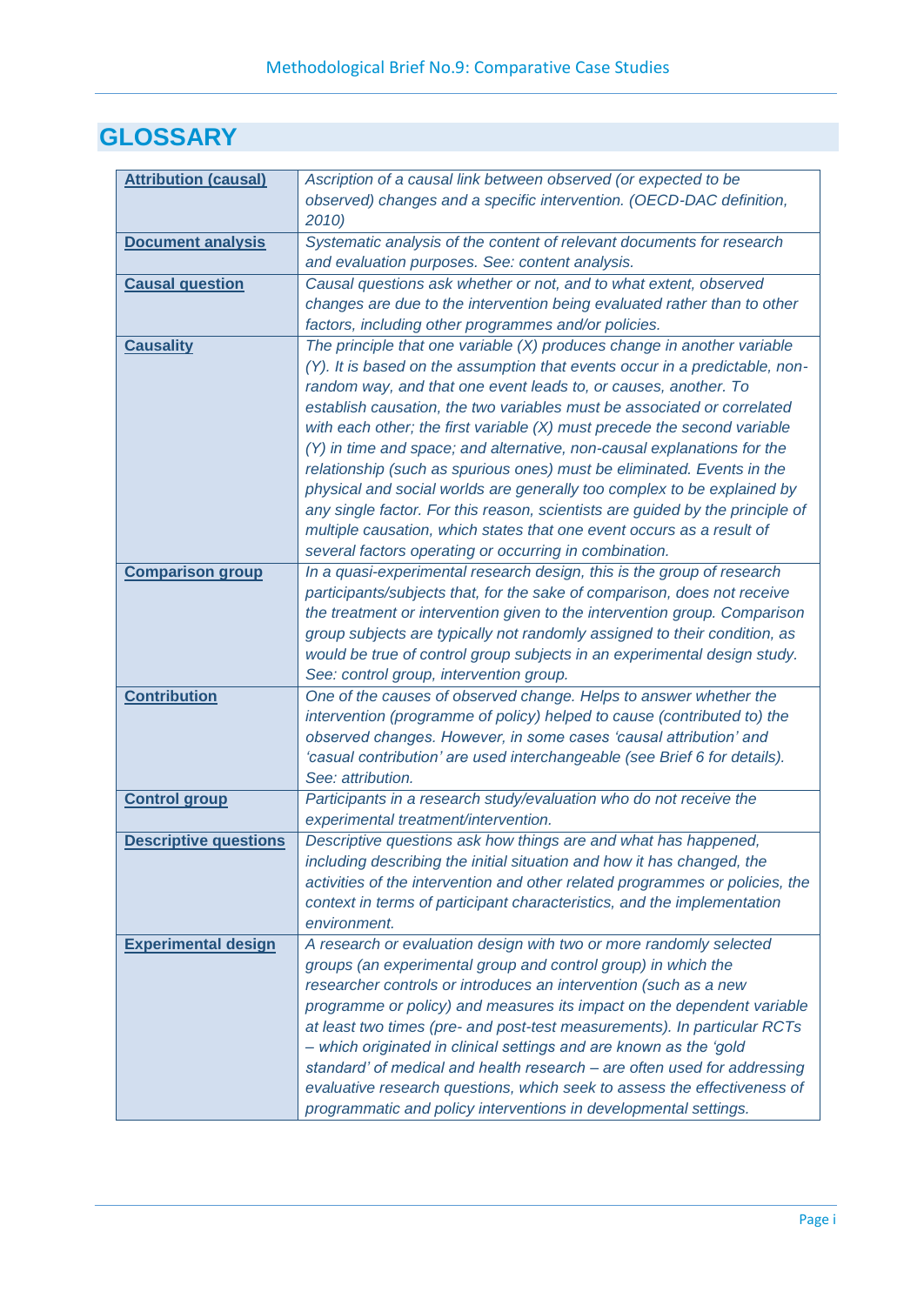# GLOSSARY

| | |
|---|---|
| **Attribution (causal)** | *Ascription of a causal link between observed (or expected to be observed) changes and a specific intervention. (OECD-DAC definition, 2010)* |
| **Document analysis** | *Systematic analysis of the content of relevant documents for research and evaluation purposes. See: content analysis.* |
| **Causal question** | *Causal questions ask whether or not, and to what extent, observed changes are due to the intervention being evaluated rather than to other factors, including other programmes and/or policies.* |
| **Causality** | *The principle that one variable (X) produces change in another variable (Y). It is based on the assumption that events occur in a predictable, non-random way, and that one event leads to, or causes, another. To establish causation, the two variables must be associated or correlated with each other; the first variable (X) must precede the second variable (Y) in time and space; and alternative, non-causal explanations for the relationship (such as spurious ones) must be eliminated. Events in the physical and social worlds are generally too complex to be explained by any single factor. For this reason, scientists are guided by the principle of multiple causation, which states that one event occurs as a result of several factors operating or occurring in combination.* |
| **Comparison group** | *In a quasi-experimental research design, this is the group of research participants/subjects that, for the sake of comparison, does not receive the treatment or intervention given to the intervention group. Comparison group subjects are typically not randomly assigned to their condition, as would be true of control group subjects in an experimental design study. See: control group, intervention group.* |
| **Contribution** | *One of the causes of observed change. Helps to answer whether the intervention (programme of policy) helped to cause (contributed to) the observed changes. However, in some cases 'causal attribution' and 'casual contribution' are used interchangeable (see Brief 6 for details). See: attribution.* |
| **Control group** | *Participants in a research study/evaluation who do not receive the experimental treatment/intervention.* |
| **Descriptive questions** | *Descriptive questions ask how things are and what has happened, including describing the initial situation and how it has changed, the activities of the intervention and other related programmes or policies, the context in terms of participant characteristics, and the implementation environment.* |
| **Experimental design** | *A research or evaluation design with two or more randomly selected groups (an experimental group and control group) in which the researcher controls or introduces an intervention (such as a new programme or policy) and measures its impact on the dependent variable at least two times (pre- and post-test measurements). In particular RCTs – which originated in clinical settings and are known as the 'gold standard' of medical and health research – are often used for addressing evaluative research questions, which seek to assess the effectiveness of programmatic and policy interventions in developmental settings.* |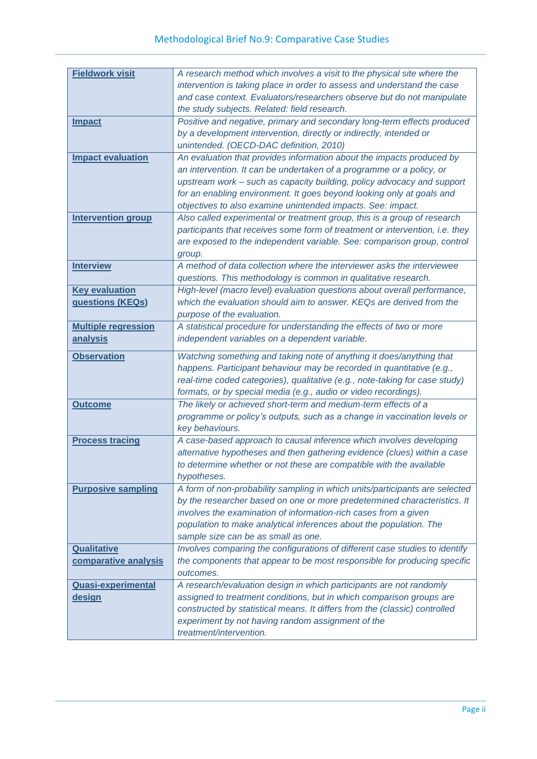| | |
|---|---|
| **Fieldwork visit** | *A research method which involves a visit to the physical site where the intervention is taking place in order to assess and understand the case and case context. Evaluators/researchers observe but do not manipulate the study subjects. Related: field research.* |
| **Impact** | *Positive and negative, primary and secondary long-term effects produced by a development intervention, directly or indirectly, intended or unintended. (OECD-DAC definition, 2010)* |
| **Impact evaluation** | *An evaluation that provides information about the impacts produced by an intervention. It can be undertaken of a programme or a policy, or upstream work – such as capacity building, policy advocacy and support for an enabling environment. It goes beyond looking only at goals and objectives to also examine unintended impacts. See: impact.* |
| **Intervention group** | *Also called experimental or treatment group, this is a group of research participants that receives some form of treatment or intervention, i.e. they are exposed to the independent variable. See: comparison group, control group.* |
| **Interview** | *A method of data collection where the interviewer asks the interviewee questions. This methodology is common in qualitative research.* |
| **Key evaluation questions (KEQs)** | *High-level (macro level) evaluation questions about overall performance, which the evaluation should aim to answer. KEQs are derived from the purpose of the evaluation.* |
| **Multiple regression analysis** | *A statistical procedure for understanding the effects of two or more independent variables on a dependent variable.* |
| **Observation** | *Watching something and taking note of anything it does/anything that happens. Participant behaviour may be recorded in quantitative (e.g., real-time coded categories), qualitative (e.g., note-taking for case study) formats, or by special media (e.g., audio or video recordings).* |
| **Outcome** | *The likely or achieved short-term and medium-term effects of a programme or policy's outputs, such as a change in vaccination levels or key behaviours.* |
| **Process tracing** | *A case-based approach to causal inference which involves developing alternative hypotheses and then gathering evidence (clues) within a case to determine whether or not these are compatible with the available hypotheses.* |
| **Purposive sampling** | *A form of non-probability sampling in which units/participants are selected by the researcher based on one or more predetermined characteristics. It involves the examination of information-rich cases from a given population to make analytical inferences about the population. The sample size can be as small as one.* |
| **Qualitative comparative analysis** | *Involves comparing the configurations of different case studies to identify the components that appear to be most responsible for producing specific outcomes.* |
| **Quasi-experimental design** | *A research/evaluation design in which participants are not randomly assigned to treatment conditions, but in which comparison groups are constructed by statistical means. It differs from the (classic) controlled experiment by not having random assignment of the treatment/intervention.* |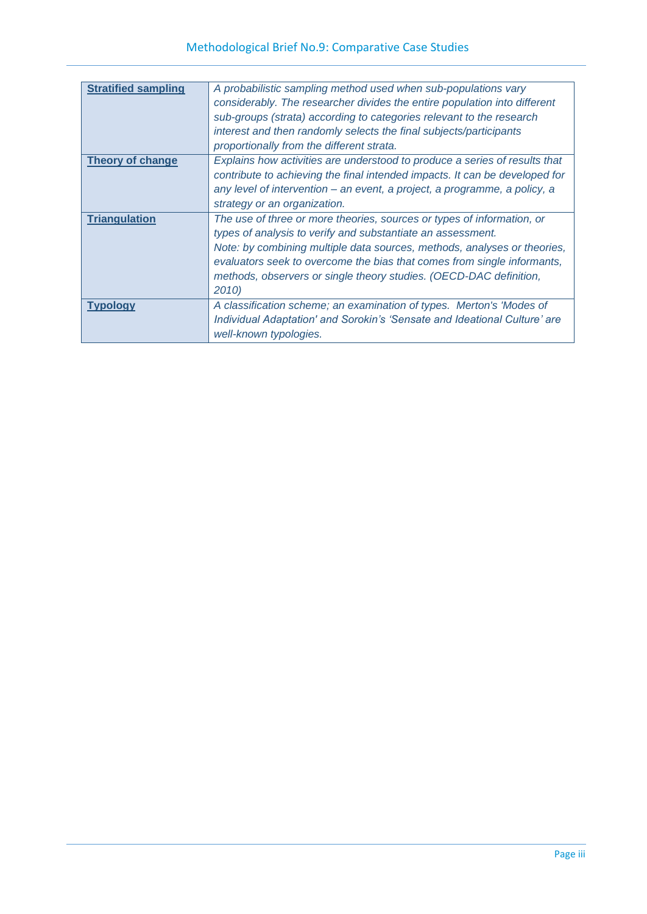| | |
|---|---|
| **Stratified sampling** | *A probabilistic sampling method used when sub-populations vary considerably. The researcher divides the entire population into different sub-groups (strata) according to categories relevant to the research interest and then randomly selects the final subjects/participants proportionally from the different strata.* |
| **Theory of change** | *Explains how activities are understood to produce a series of results that contribute to achieving the final intended impacts. It can be developed for any level of intervention – an event, a project, a programme, a policy, a strategy or an organization.* |
| **Triangulation** | *The use of three or more theories, sources or types of information, or types of analysis to verify and substantiate an assessment.* *Note: by combining multiple data sources, methods, analyses or theories, evaluators seek to overcome the bias that comes from single informants, methods, observers or single theory studies. (OECD-DAC definition, 2010)* |
| **Typology** | *A classification scheme; an examination of types. Merton's 'Modes of Individual Adaptation' and Sorokin's 'Sensate and Ideational Culture' are well-known typologies.* |